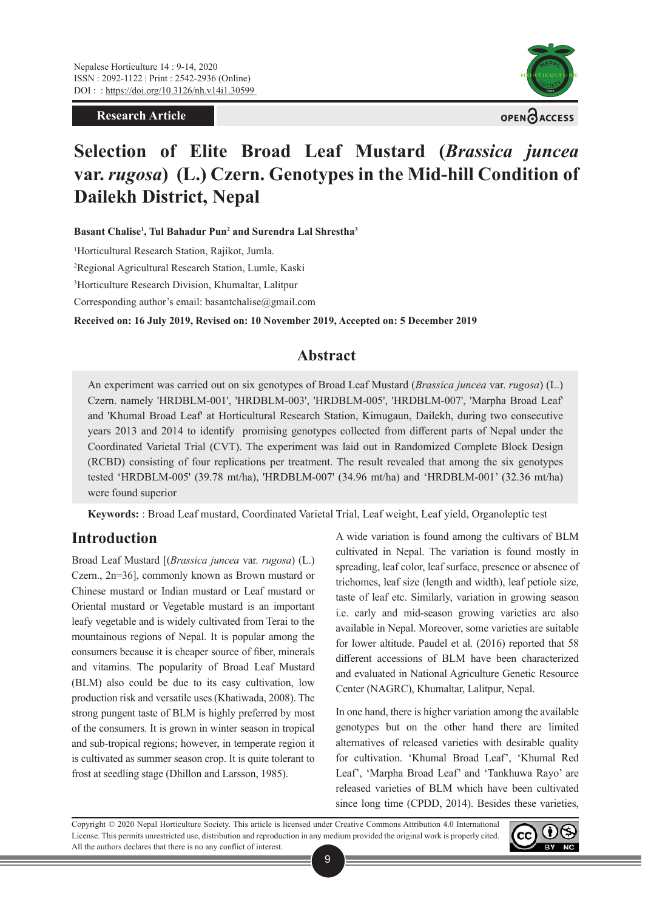Research Article

# Selection of Elite Broad Leaf Mustard (*Brassica juncea* var. *rugosa*) (L.) Czern. Genotypes in the Mid-hill Condition of Dailekh District, Nepal

**Basant Chalise[1], Tul Bahadur Pun[2] and Surendra Lal Shrestha[3]**

[1]Horticultural Research Station, Rajikot, Jumla.

[2]Regional Agricultural Research Station, Lumle, Kaski

[3]Horticulture Research Division, Khumaltar, Lalitpur

Corresponding author's email: basantchalise@gmail.com

**Received on: 16 July 2019, Revised on: 10 November 2019, Accepted on: 5 December 2019**

## Abstract

An experiment was carried out on six genotypes of Broad Leaf Mustard (*Brassica juncea* var. *rugosa*) (L.) Czern. namely 'HRDBLM-001', 'HRDBLM-003', 'HRDBLM-005', 'HRDBLM-007', 'Marpha Broad Leaf' and 'Khumal Broad Leaf' at Horticultural Research Station, Kimugaun, Dailekh, during two consecutive years 2013 and 2014 to identify promising genotypes collected from different parts of Nepal under the Coordinated Varietal Trial (CVT). The experiment was laid out in Randomized Complete Block Design (RCBD) consisting of four replications per treatment. The result revealed that among the six genotypes tested 'HRDBLM-005' (39.78 mt/ha), 'HRDBLM-007' (34.96 mt/ha) and 'HRDBLM-001' (32.36 mt/ha) were found superior

**Keywords:** : Broad Leaf mustard, Coordinated Varietal Trial, Leaf weight, Leaf yield, Organoleptic test

## Introduction

Broad Leaf Mustard [(*Brassica juncea* var. *rugosa*) (L.) Czern., 2n=36], commonly known as Brown mustard or Chinese mustard or Indian mustard or Leaf mustard or Oriental mustard or Vegetable mustard is an important leafy vegetable and is widely cultivated from Terai to the mountainous regions of Nepal. It is popular among the consumers because it is cheaper source of fiber, minerals and vitamins. The popularity of Broad Leaf Mustard (BLM) also could be due to its easy cultivation, low production risk and versatile uses (Khatiwada, 2008). The strong pungent taste of BLM is highly preferred by most of the consumers. It is grown in winter season in tropical and sub-tropical regions; however, in temperate region it is cultivated as summer season crop. It is quite tolerant to frost at seedling stage (Dhillon and Larsson, 1985).

A wide variation is found among the cultivars of BLM cultivated in Nepal. The variation is found mostly in spreading, leaf color, leaf surface, presence or absence of trichomes, leaf size (length and width), leaf petiole size, taste of leaf etc. Similarly, variation in growing season i.e. early and mid-season growing varieties are also available in Nepal. Moreover, some varieties are suitable for lower altitude. Paudel et al. (2016) reported that 58 different accessions of BLM have been characterized and evaluated in National Agriculture Genetic Resource Center (NAGRC), Khumaltar, Lalitpur, Nepal.

In one hand, there is higher variation among the available genotypes but on the other hand there are limited alternatives of released varieties with desirable quality for cultivation. 'Khumal Broad Leaf', 'Khumal Red Leaf", 'Marpha Broad Leaf' and 'Tankhuwa Rayo' are released varieties of BLM which have been cultivated since long time (CPDD, 2014). Besides these varieties,

Copyright © 2020 Nepal Horticulture Society. This article is licensed under Creative Commons Attribution 4.0 International License. This permits unrestricted use, distribution and reproduction in any medium provided the original work is properly cited. All the authors declares that there is no any conflict of interest.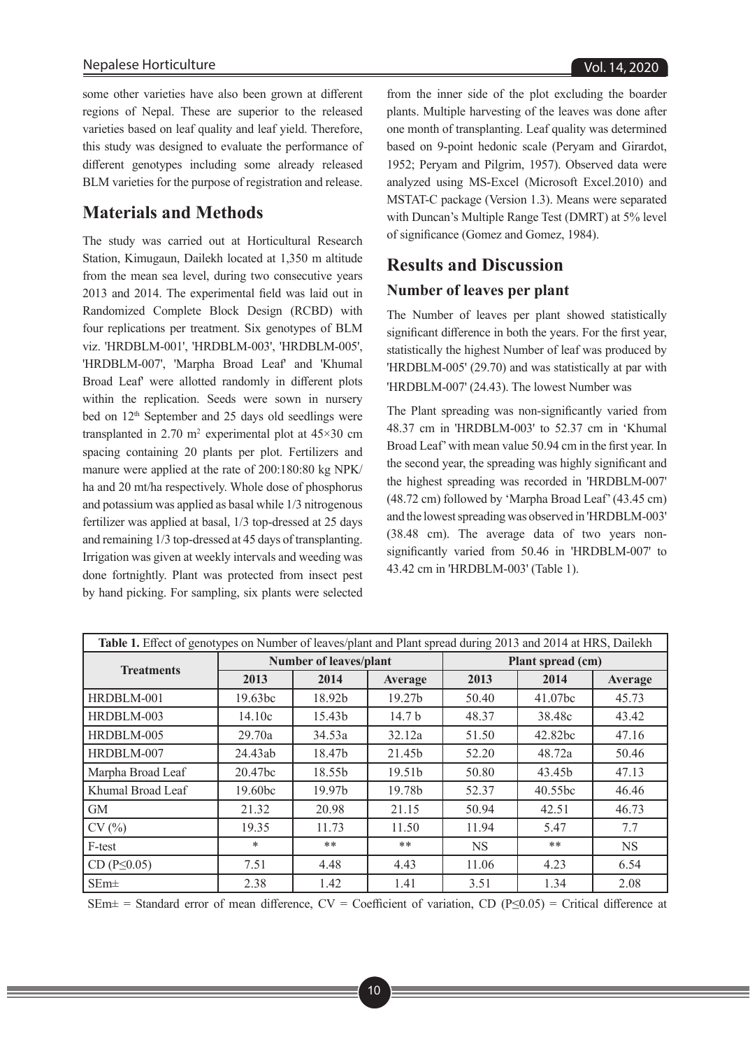some other varieties have also been grown at different regions of Nepal. These are superior to the released varieties based on leaf quality and leaf yield. Therefore, this study was designed to evaluate the performance of different genotypes including some already released BLM varieties for the purpose of registration and release.

## Materials and Methods

The study was carried out at Horticultural Research Station, Kimugaun, Dailekh located at 1,350 m altitude from the mean sea level, during two consecutive years 2013 and 2014. The experimental field was laid out in Randomized Complete Block Design (RCBD) with four replications per treatment. Six genotypes of BLM viz. 'HRDBLM-001', 'HRDBLM-003', 'HRDBLM-005', 'HRDBLM-007', 'Marpha Broad Leaf' and 'Khumal Broad Leaf' were allotted randomly in different plots within the replication. Seeds were sown in nursery bed on 12th September and 25 days old seedlings were transplanted in 2.70 $m^2$ experimental plot at 45×30 cm spacing containing 20 plants per plot. Fertilizers and manure were applied at the rate of 200:180:80 kg NPK/ha and 20 mt/ha respectively. Whole dose of phosphorus and potassium was applied as basal while 1/3 nitrogenous fertilizer was applied at basal, 1/3 top-dressed at 25 days and remaining 1/3 top-dressed at 45 days of transplanting. Irrigation was given at weekly intervals and weeding was done fortnightly. Plant was protected from insect pest by hand picking. For sampling, six plants were selected from the inner side of the plot excluding the boarder plants. Multiple harvesting of the leaves was done after one month of transplanting. Leaf quality was determined based on 9-point hedonic scale (Peryam and Girardot, 1952; Peryam and Pilgrim, 1957). Observed data were analyzed using MS-Excel (Microsoft Excel.2010) and MSTAT-C package (Version 1.3). Means were separated with Duncan's Multiple Range Test (DMRT) at 5% level of significance (Gomez and Gomez, 1984).

## Results and Discussion

### Number of leaves per plant

The Number of leaves per plant showed statistically significant difference in both the years. For the first year, statistically the highest Number of leaf was produced by 'HRDBLM-005' (29.70) and was statistically at par with 'HRDBLM-007' (24.43). The lowest Number was

The Plant spreading was non-significantly varied from 48.37 cm in 'HRDBLM-003' to 52.37 cm in 'Khumal Broad Leaf' with mean value 50.94 cm in the first year. In the second year, the spreading was highly significant and the highest spreading was recorded in 'HRDBLM-007' (48.72 cm) followed by 'Marpha Broad Leaf' (43.45 cm) and the lowest spreading was observed in 'HRDBLM-003' (38.48 cm). The average data of two years non-significantly varied from 50.46 in 'HRDBLM-007' to 43.42 cm in 'HRDBLM-003' (Table 1).

**Table 1.** Effect of genotypes on Number of leaves/plant and Plant spread during 2013 and 2014 at HRS, Dailekh

| Treatments | Number of leaves/plant | | | Plant spread (cm) | | |
|---|---|---|---|---|---|---|
| | 2013 | 2014 | Average | 2013 | 2014 | Average |
| HRDBLM-001 | 19.63bc | 18.92b | 19.27b | 50.40 | 41.07bc | 45.73 |
| HRDBLM-003 | 14.10c | 15.43b | 14.7 b | 48.37 | 38.48c | 43.42 |
| HRDBLM-005 | 29.70a | 34.53a | 32.12a | 51.50 | 42.82bc | 47.16 |
| HRDBLM-007 | 24.43ab | 18.47b | 21.45b | 52.20 | 48.72a | 50.46 |
| Marpha Broad Leaf | 20.47bc | 18.55b | 19.51b | 50.80 | 43.45b | 47.13 |
| Khumal Broad Leaf | 19.60bc | 19.97b | 19.78b | 52.37 | 40.55bc | 46.46 |
| GM | 21.32 | 20.98 | 21.15 | 50.94 | 42.51 | 46.73 |
| CV (%) | 19.35 | 11.73 | 11.50 | 11.94 | 5.47 | 7.7 |
| F-test | * | ** | ** | NS | ** | NS |
| CD (P≤0.05) | 7.51 | 4.48 | 4.43 | 11.06 | 4.23 | 6.54 |
| SEm± | 2.38 | 1.42 | 1.41 | 3.51 | 1.34 | 2.08 |

SEm± = Standard error of mean difference, CV = Coefficient of variation, CD (P≤0.05) = Critical difference at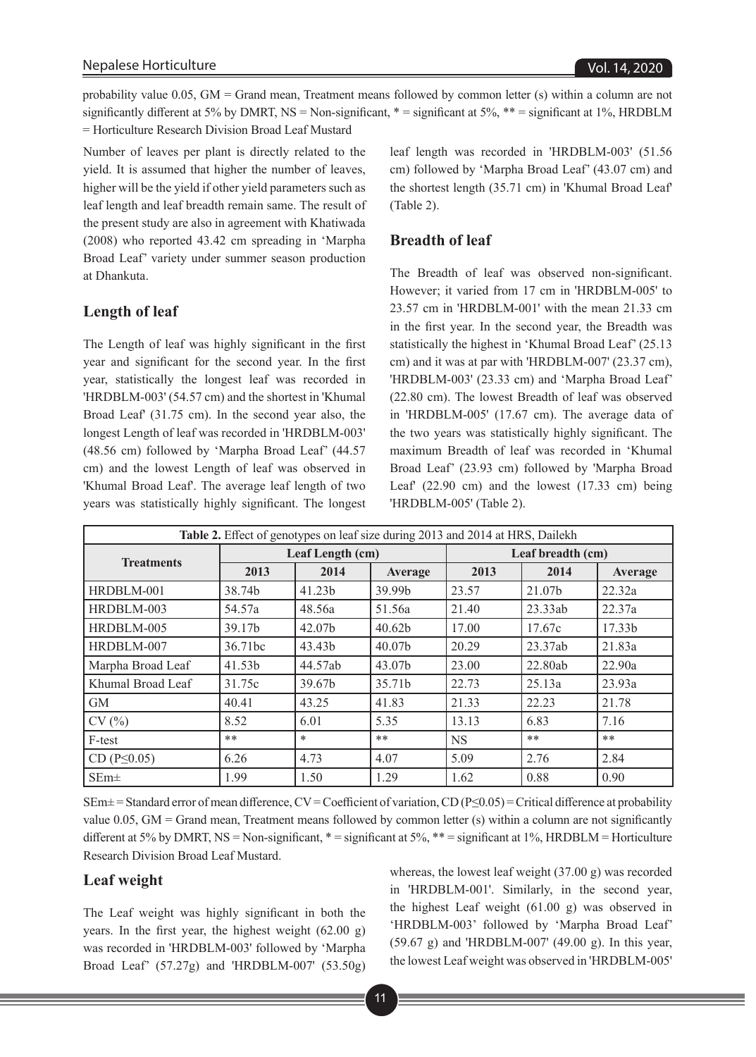probability value 0.05, GM = Grand mean, Treatment means followed by common letter (s) within a column are not significantly different at 5% by DMRT, NS = Non-significant, * = significant at 5%, ** = significant at 1%, HRDBLM = Horticulture Research Division Broad Leaf Mustard

Number of leaves per plant is directly related to the yield. It is assumed that higher the number of leaves, higher will be the yield if other yield parameters such as leaf length and leaf breadth remain same. The result of the present study are also in agreement with Khatiwada (2008) who reported 43.42 cm spreading in 'Marpha Broad Leaf' variety under summer season production at Dhankuta.

## Length of leaf

The Length of leaf was highly significant in the first year and significant for the second year. In the first year, statistically the longest leaf was recorded in 'HRDBLM-003' (54.57 cm) and the shortest in 'Khumal Broad Leaf' (31.75 cm). In the second year also, the longest Length of leaf was recorded in 'HRDBLM-003' (48.56 cm) followed by 'Marpha Broad Leaf' (44.57 cm) and the lowest Length of leaf was observed in 'Khumal Broad Leaf'. The average leaf length of two years was statistically highly significant. The longest leaf length was recorded in 'HRDBLM-003' (51.56 cm) followed by 'Marpha Broad Leaf' (43.07 cm) and the shortest length (35.71 cm) in 'Khumal Broad Leaf' (Table 2).

## Breadth of leaf

The Breadth of leaf was observed non-significant. However; it varied from 17 cm in 'HRDBLM-005' to 23.57 cm in 'HRDBLM-001' with the mean 21.33 cm in the first year. In the second year, the Breadth was statistically the highest in 'Khumal Broad Leaf' (25.13 cm) and it was at par with 'HRDBLM-007' (23.37 cm), 'HRDBLM-003' (23.33 cm) and 'Marpha Broad Leaf' (22.80 cm). The lowest Breadth of leaf was observed in 'HRDBLM-005' (17.67 cm). The average data of the two years was statistically highly significant. The maximum Breadth of leaf was recorded in 'Khumal Broad Leaf' (23.93 cm) followed by 'Marpha Broad Leaf' (22.90 cm) and the lowest (17.33 cm) being 'HRDBLM-005' (Table 2).

**Table 2.** Effect of genotypes on leaf size during 2013 and 2014 at HRS, Dailekh

| Treatments | Leaf Length (cm) | | | Leaf breadth (cm) | | |
|---|---|---|---|---|---|---|
| | 2013 | 2014 | Average | 2013 | 2014 | Average |
| HRDBLM-001 | 38.74b | 41.23b | 39.99b | 23.57 | 21.07b | 22.32a |
| HRDBLM-003 | 54.57a | 48.56a | 51.56a | 21.40 | 23.33ab | 22.37a |
| HRDBLM-005 | 39.17b | 42.07b | 40.62b | 17.00 | 17.67c | 17.33b |
| HRDBLM-007 | 36.71bc | 43.43b | 40.07b | 20.29 | 23.37ab | 21.83a |
| Marpha Broad Leaf | 41.53b | 44.57ab | 43.07b | 23.00 | 22.80ab | 22.90a |
| Khumal Broad Leaf | 31.75c | 39.67b | 35.71b | 22.73 | 25.13a | 23.93a |
| GM | 40.41 | 43.25 | 41.83 | 21.33 | 22.23 | 21.78 |
| CV (%) | 8.52 | 6.01 | 5.35 | 13.13 | 6.83 | 7.16 |
| F-test | ** | * | ** | NS | ** | ** |
| CD ($P \leq 0.05$) | 6.26 | 4.73 | 4.07 | 5.09 | 2.76 | 2.84 |
| SEm± | 1.99 | 1.50 | 1.29 | 1.62 | 0.88 | 0.90 |

SEm± = Standard error of mean difference, CV = Coefficient of variation, CD ($P \leq 0.05$) = Critical difference at probability value 0.05, GM = Grand mean, Treatment means followed by common letter (s) within a column are not significantly different at 5% by DMRT, NS = Non-significant, * = significant at 5%, ** = significant at 1%, HRDBLM = Horticulture Research Division Broad Leaf Mustard.

## Leaf weight

The Leaf weight was highly significant in both the years. In the first year, the highest weight (62.00 g) was recorded in 'HRDBLM-003' followed by 'Marpha Broad Leaf' (57.27g) and 'HRDBLM-007' (53.50g) whereas, the lowest leaf weight (37.00 g) was recorded in 'HRDBLM-001'. Similarly, in the second year, the highest Leaf weight (61.00 g) was observed in 'HRDBLM-003' followed by 'Marpha Broad Leaf' (59.67 g) and 'HRDBLM-007' (49.00 g). In this year, the lowest Leaf weight was observed in 'HRDBLM-005'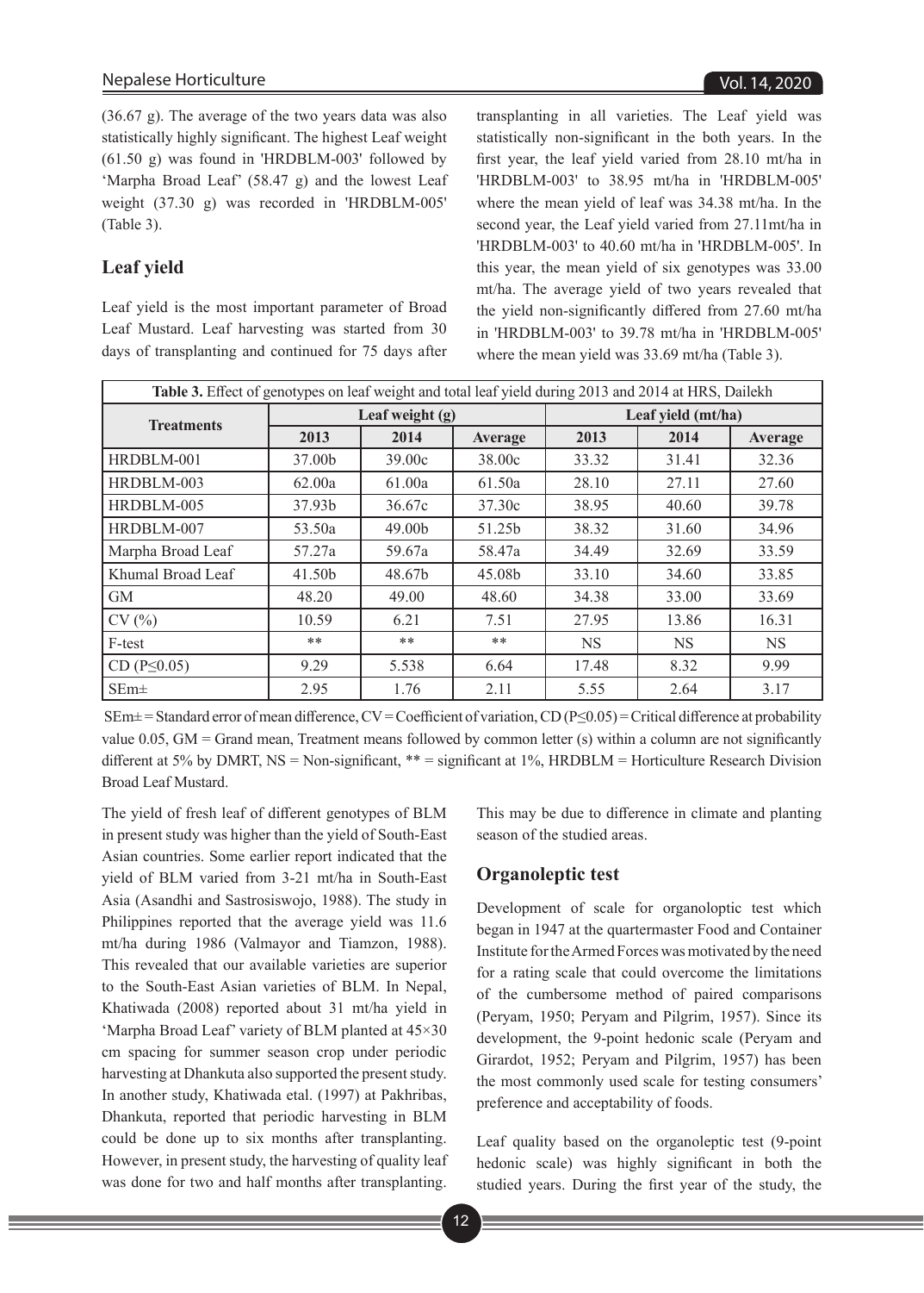(36.67 g). The average of the two years data was also statistically highly significant. The highest Leaf weight (61.50 g) was found in 'HRDBLM-003' followed by 'Marpha Broad Leaf' (58.47 g) and the lowest Leaf weight (37.30 g) was recorded in 'HRDBLM-005' (Table 3).

## Leaf yield

Leaf yield is the most important parameter of Broad Leaf Mustard. Leaf harvesting was started from 30 days of transplanting and continued for 75 days after transplanting in all varieties. The Leaf yield was statistically non-significant in the both years. In the first year, the leaf yield varied from 28.10 mt/ha in 'HRDBLM-003' to 38.95 mt/ha in 'HRDBLM-005' where the mean yield of leaf was 34.38 mt/ha. In the second year, the Leaf yield varied from 27.11mt/ha in 'HRDBLM-003' to 40.60 mt/ha in 'HRDBLM-005'. In this year, the mean yield of six genotypes was 33.00 mt/ha. The average yield of two years revealed that the yield non-significantly differed from 27.60 mt/ha in 'HRDBLM-003' to 39.78 mt/ha in 'HRDBLM-005' where the mean yield was 33.69 mt/ha (Table 3).

**Table 3.** Effect of genotypes on leaf weight and total leaf yield during 2013 and 2014 at HRS, Dailekh

| Treatments | Leaf weight (g) | | | Leaf yield (mt/ha) | | |
|---|---|---|---|---|---|---|
| | 2013 | 2014 | Average | 2013 | 2014 | Average |
| HRDBLM-001 | 37.00b | 39.00c | 38.00c | 33.32 | 31.41 | 32.36 |
| HRDBLM-003 | 62.00a | 61.00a | 61.50a | 28.10 | 27.11 | 27.60 |
| HRDBLM-005 | 37.93b | 36.67c | 37.30c | 38.95 | 40.60 | 39.78 |
| HRDBLM-007 | 53.50a | 49.00b | 51.25b | 38.32 | 31.60 | 34.96 |
| Marpha Broad Leaf | 57.27a | 59.67a | 58.47a | 34.49 | 32.69 | 33.59 |
| Khumal Broad Leaf | 41.50b | 48.67b | 45.08b | 33.10 | 34.60 | 33.85 |
| GM | 48.20 | 49.00 | 48.60 | 34.38 | 33.00 | 33.69 |
| CV (%) | 10.59 | 6.21 | 7.51 | 27.95 | 13.86 | 16.31 |
| F-test | ** | ** | ** | NS | NS | NS |
| CD ($P \leq 0.05$) | 9.29 | 5.538 | 6.64 | 17.48 | 8.32 | 9.99 |
| SEm± | 2.95 | 1.76 | 2.11 | 5.55 | 2.64 | 3.17 |

SEm± = Standard error of mean difference, CV = Coefficient of variation, CD ($P \leq 0.05$) = Critical difference at probability value 0.05, GM = Grand mean, Treatment means followed by common letter (s) within a column are not significantly different at 5% by DMRT, NS = Non-significant, ** = significant at 1%, HRDBLM = Horticulture Research Division Broad Leaf Mustard.

The yield of fresh leaf of different genotypes of BLM in present study was higher than the yield of South-East Asian countries. Some earlier report indicated that the yield of BLM varied from 3-21 mt/ha in South-East Asia (Asandhi and Sastrosiswojo, 1988). The study in Philippines reported that the average yield was 11.6 mt/ha during 1986 (Valmayor and Tiamzon, 1988). This revealed that our available varieties are superior to the South-East Asian varieties of BLM. In Nepal, Khatiwada (2008) reported about 31 mt/ha yield in 'Marpha Broad Leaf' variety of BLM planted at 45×30 cm spacing for summer season crop under periodic harvesting at Dhankuta also supported the present study. In another study, Khatiwada etal. (1997) at Pakhribas, Dhankuta, reported that periodic harvesting in BLM could be done up to six months after transplanting. However, in present study, the harvesting of quality leaf was done for two and half months after transplanting. This may be due to difference in climate and planting season of the studied areas.

## Organoleptic test

Development of scale for organoloptic test which began in 1947 at the quartermaster Food and Container Institute for the Armed Forces was motivated by the need for a rating scale that could overcome the limitations of the cumbersome method of paired comparisons (Peryam, 1950; Peryam and Pilgrim, 1957). Since its development, the 9-point hedonic scale (Peryam and Girardot, 1952; Peryam and Pilgrim, 1957) has been the most commonly used scale for testing consumers' preference and acceptability of foods.

Leaf quality based on the organoleptic test (9-point hedonic scale) was highly significant in both the studied years. During the first year of the study, the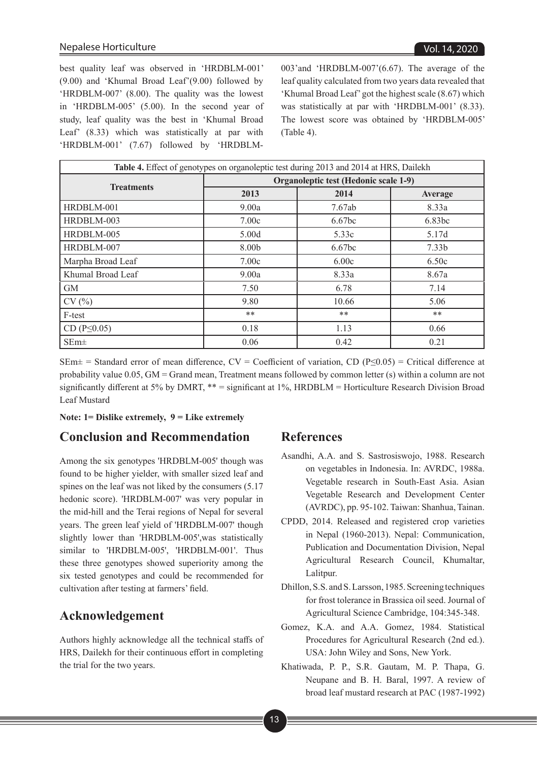best quality leaf was observed in 'HRDBLM-001' (9.00) and 'Khumal Broad Leaf'(9.00) followed by 'HRDBLM-007' (8.00). The quality was the lowest in 'HRDBLM-005' (5.00). In the second year of study, leaf quality was the best in 'Khumal Broad Leaf' (8.33) which was statistically at par with 'HRDBLM-001' (7.67) followed by 'HRDBLM-003'and 'HRDBLM-007'(6.67). The average of the leaf quality calculated from two years data revealed that 'Khumal Broad Leaf' got the highest scale (8.67) which was statistically at par with 'HRDBLM-001' (8.33). The lowest score was obtained by 'HRDBLM-005' (Table 4).

**Table 4.** Effect of genotypes on organoleptic test during 2013 and 2014 at HRS, Dailekh

| Treatments | Organoleptic test (Hedonic scale 1-9) | | |
|---|---|---|---|
| | 2013 | 2014 | Average |
| HRDBLM-001 | 9.00a | 7.67ab | 8.33a |
| HRDBLM-003 | 7.00c | 6.67bc | 6.83bc |
| HRDBLM-005 | 5.00d | 5.33c | 5.17d |
| HRDBLM-007 | 8.00b | 6.67bc | 7.33b |
| Marpha Broad Leaf | 7.00c | 6.00c | 6.50c |
| Khumal Broad Leaf | 9.00a | 8.33a | 8.67a |
| GM | 7.50 | 6.78 | 7.14 |
| CV (%) | 9.80 | 10.66 | 5.06 |
| F-test | ** | ** | ** |
| CD ($P \leq 0.05$) | 0.18 | 1.13 | 0.66 |
| SEm± | 0.06 | 0.42 | 0.21 |

SEm± = Standard error of mean difference, CV = Coefficient of variation, CD ($P \leq 0.05$) = Critical difference at probability value 0.05, GM = Grand mean, Treatment means followed by common letter (s) within a column are not significantly different at 5% by DMRT, ** = significant at 1%, HRDBLM = Horticulture Research Division Broad Leaf Mustard

**Note: 1= Dislike extremely, 9 = Like extremely**

## Conclusion and Recommendation

Among the six genotypes 'HRDBLM-005' though was found to be higher yielder, with smaller sized leaf and spines on the leaf was not liked by the consumers (5.17 hedonic score). 'HRDBLM-007' was very popular in the mid-hill and the Terai regions of Nepal for several years. The green leaf yield of 'HRDBLM-007' though slightly lower than 'HRDBLM-005',was statistically similar to 'HRDBLM-005', 'HRDBLM-001'. Thus these three genotypes showed superiority among the six tested genotypes and could be recommended for cultivation after testing at farmers' field.

## Acknowledgement

Authors highly acknowledge all the technical staffs of HRS, Dailekh for their continuous effort in completing the trial for the two years.

## References

Asandhi, A.A. and S. Sastrosiswojo, 1988. Research on vegetables in Indonesia. In: AVRDC, 1988a. Vegetable research in South-East Asia. Asian Vegetable Research and Development Center (AVRDC), pp. 95-102. Taiwan: Shanhua, Tainan.

CPDD, 2014. Released and registered crop varieties in Nepal (1960-2013). Nepal: Communication, Publication and Documentation Division, Nepal Agricultural Research Council, Khumaltar, Lalitpur.

Dhillon, S.S. and S. Larsson, 1985. Screening techniques for frost tolerance in Brassica oil seed. Journal of Agricultural Science Cambridge, 104:345-348.

Gomez, K.A. and A.A. Gomez, 1984. Statistical Procedures for Agricultural Research (2nd ed.). USA: John Wiley and Sons, New York.

Khatiwada, P. P., S.R. Gautam, M. P. Thapa, G. Neupane and B. H. Baral, 1997. A review of broad leaf mustard research at PAC (1987-1992)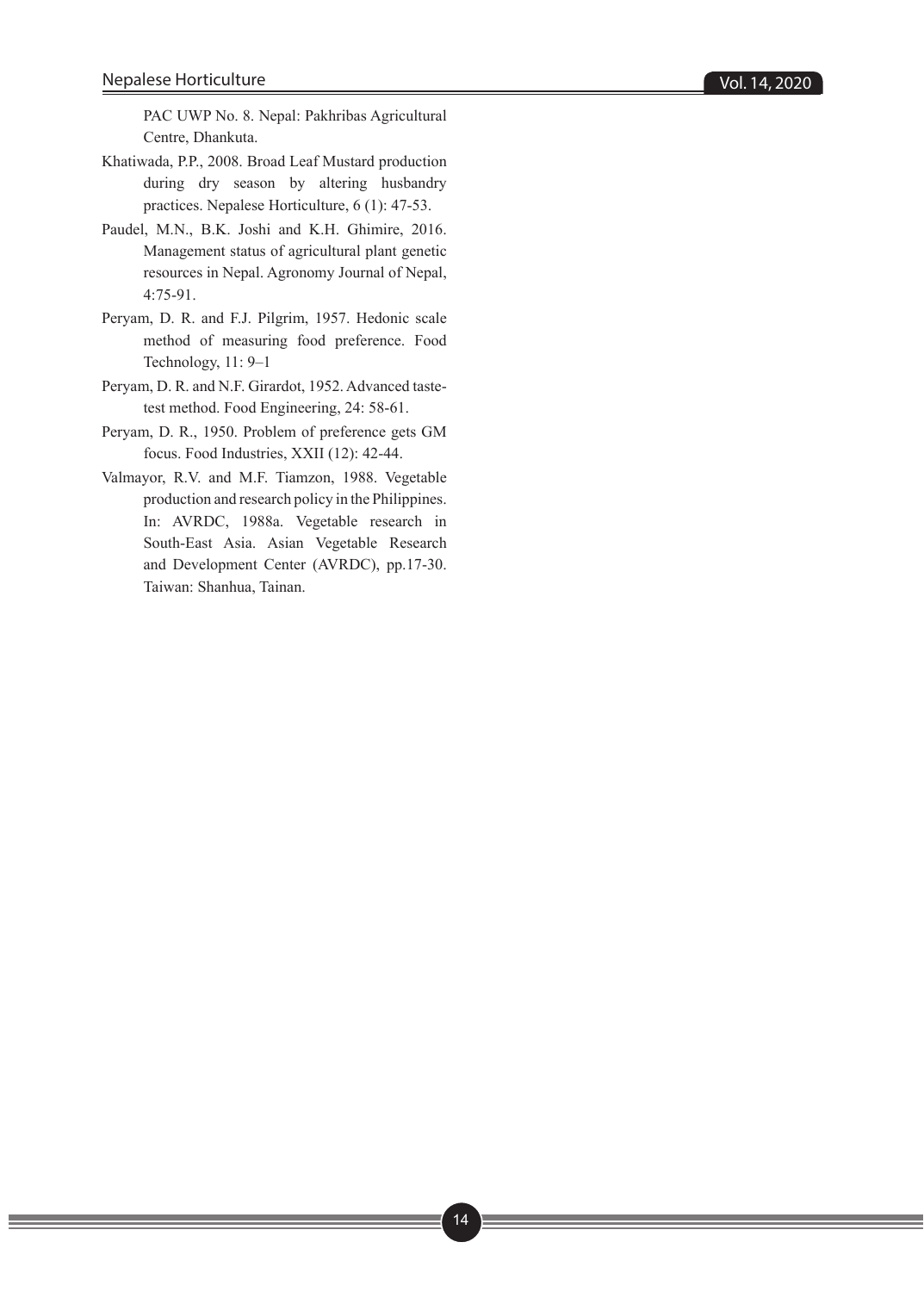PAC UWP No. 8. Nepal: Pakhribas Agricultural Centre, Dhankuta.

Khatiwada, P.P., 2008. Broad Leaf Mustard production during dry season by altering husbandry practices. Nepalese Horticulture, 6 (1): 47-53.

Paudel, M.N., B.K. Joshi and K.H. Ghimire, 2016. Management status of agricultural plant genetic resources in Nepal. Agronomy Journal of Nepal, 4:75-91.

Peryam, D. R. and F.J. Pilgrim, 1957. Hedonic scale method of measuring food preference. Food Technology, 11: 9–1

Peryam, D. R. and N.F. Girardot, 1952. Advanced taste-test method. Food Engineering, 24: 58-61.

Peryam, D. R., 1950. Problem of preference gets GM focus. Food Industries, XXII (12): 42-44.

Valmayor, R.V. and M.F. Tiamzon, 1988. Vegetable production and research policy in the Philippines. In: AVRDC, 1988a. Vegetable research in South-East Asia. Asian Vegetable Research and Development Center (AVRDC), pp.17-30. Taiwan: Shanhua, Tainan.